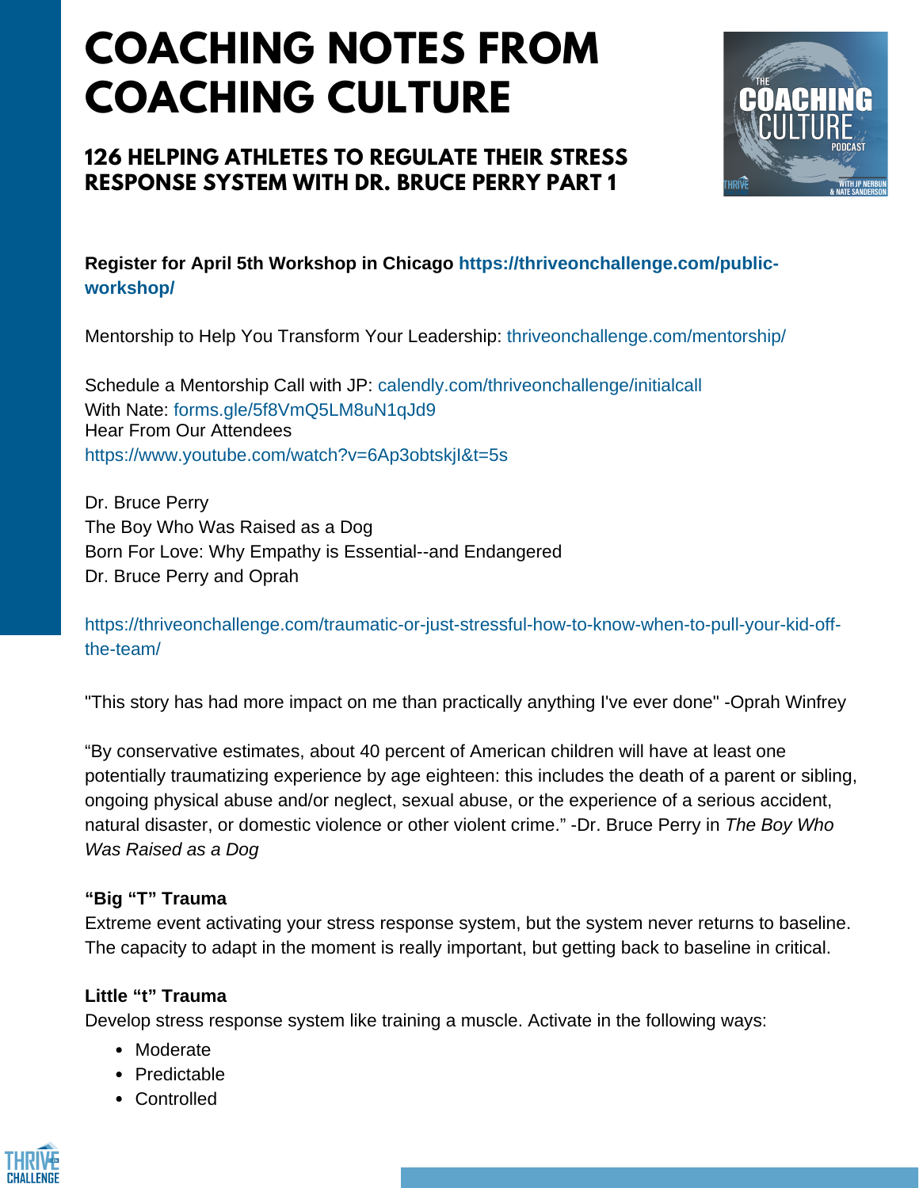# COACHING NOTES FROM COACHING CULTURE

## 126 HELPING ATHLETES TO REGULATE THEIR STRESS RESPONSE SYSTEM WITH DR. BRUCE PERRY PART 1

**Register for April 5th Workshop in Chicago https://thriveonchallenge.com/public-workshop/**

Mentorship to Help You Transform Your Leadership: thriveonchallenge.com/mentorship/

Schedule a Mentorship Call with JP: calendly.com/thriveonchallenge/initialcall
With Nate: forms.gle/5f8VmQ5LM8uN1qJd9
Hear From Our Attendees
https://www.youtube.com/watch?v=6Ap3obtskjI&t=5s

Dr. Bruce Perry
The Boy Who Was Raised as a Dog
Born For Love: Why Empathy is Essential--and Endangered
Dr. Bruce Perry and Oprah

https://thriveonchallenge.com/traumatic-or-just-stressful-how-to-know-when-to-pull-your-kid-off-the-team/

"This story has had more impact on me than practically anything I've ever done" -Oprah Winfrey

"By conservative estimates, about 40 percent of American children will have at least one potentially traumatizing experience by age eighteen: this includes the death of a parent or sibling, ongoing physical abuse and/or neglect, sexual abuse, or the experience of a serious accident, natural disaster, or domestic violence or other violent crime." -Dr. Bruce Perry in *The Boy Who Was Raised as a Dog*

**"Big "T" Trauma**
Extreme event activating your stress response system, but the system never returns to baseline. The capacity to adapt in the moment is really important, but getting back to baseline in critical.

**Little "t" Trauma**
Develop stress response system like training a muscle. Activate in the following ways:

- Moderate
- Predictable
- Controlled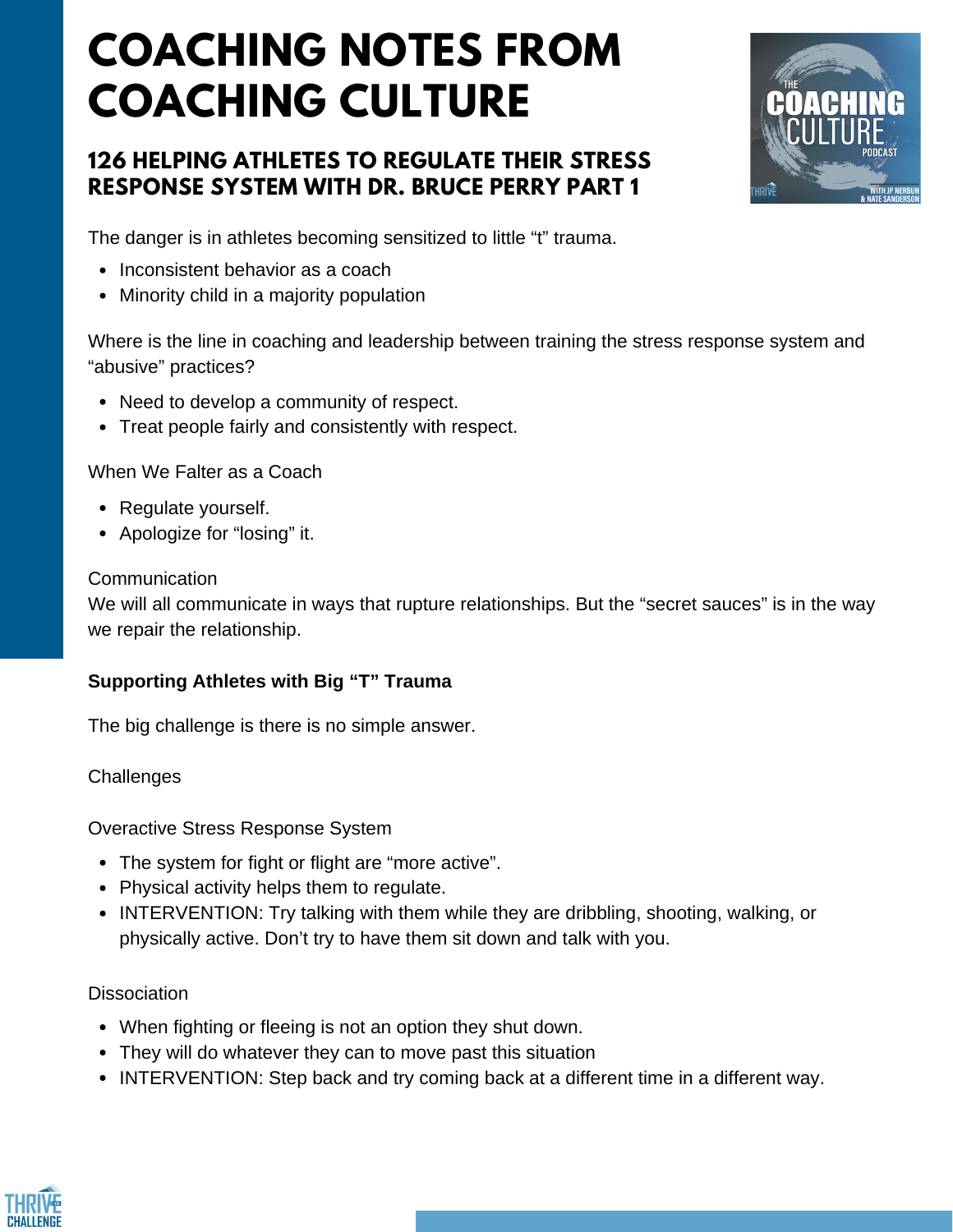# COACHING NOTES FROM COACHING CULTURE

## 126 HELPING ATHLETES TO REGULATE THEIR STRESS RESPONSE SYSTEM WITH DR. BRUCE PERRY PART 1

The danger is in athletes becoming sensitized to little "t" trauma.

- Inconsistent behavior as a coach
- Minority child in a majority population

Where is the line in coaching and leadership between training the stress response system and "abusive" practices?

- Need to develop a community of respect.
- Treat people fairly and consistently with respect.

When We Falter as a Coach

- Regulate yourself.
- Apologize for "losing" it.

Communication

We will all communicate in ways that rupture relationships. But the "secret sauces" is in the way we repair the relationship.

**Supporting Athletes with Big "T" Trauma**

The big challenge is there is no simple answer.

Challenges

Overactive Stress Response System

- The system for fight or flight are "more active".
- Physical activity helps them to regulate.
- INTERVENTION: Try talking with them while they are dribbling, shooting, walking, or physically active. Don't try to have them sit down and talk with you.

Dissociation

- When fighting or fleeing is not an option they shut down.
- They will do whatever they can to move past this situation
- INTERVENTION: Step back and try coming back at a different time in a different way.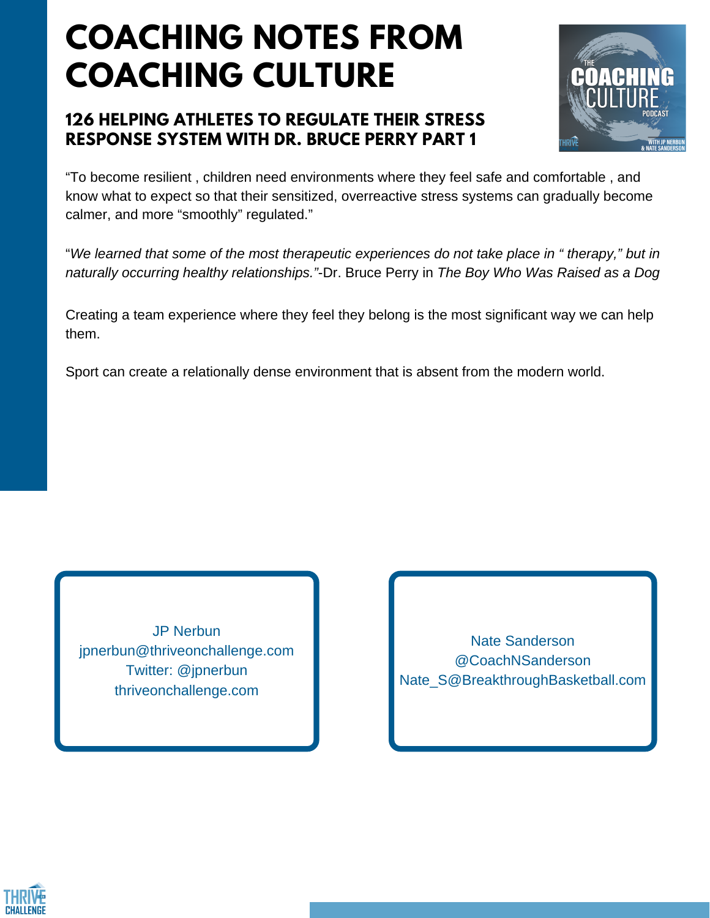# COACHING NOTES FROM COACHING CULTURE

## 126 HELPING ATHLETES TO REGULATE THEIR STRESS RESPONSE SYSTEM WITH DR. BRUCE PERRY PART 1

"To become resilient , children need environments where they feel safe and comfortable , and know what to expect so that their sensitized, overreactive stress systems can gradually become calmer, and more "smoothly" regulated."

"*We learned that some of the most therapeutic experiences do not take place in " therapy," but in naturally occurring healthy relationships."*-Dr. Bruce Perry in *The Boy Who Was Raised as a Dog*

Creating a team experience where they feel they belong is the most significant way we can help them.

Sport can create a relationally dense environment that is absent from the modern world.

JP Nerbun
jpnerbun@thriveonchallenge.com
Twitter: @jpnerbun
thriveonchallenge.com

Nate Sanderson
@CoachNSanderson
Nate_S@BreakthroughBasketball.com